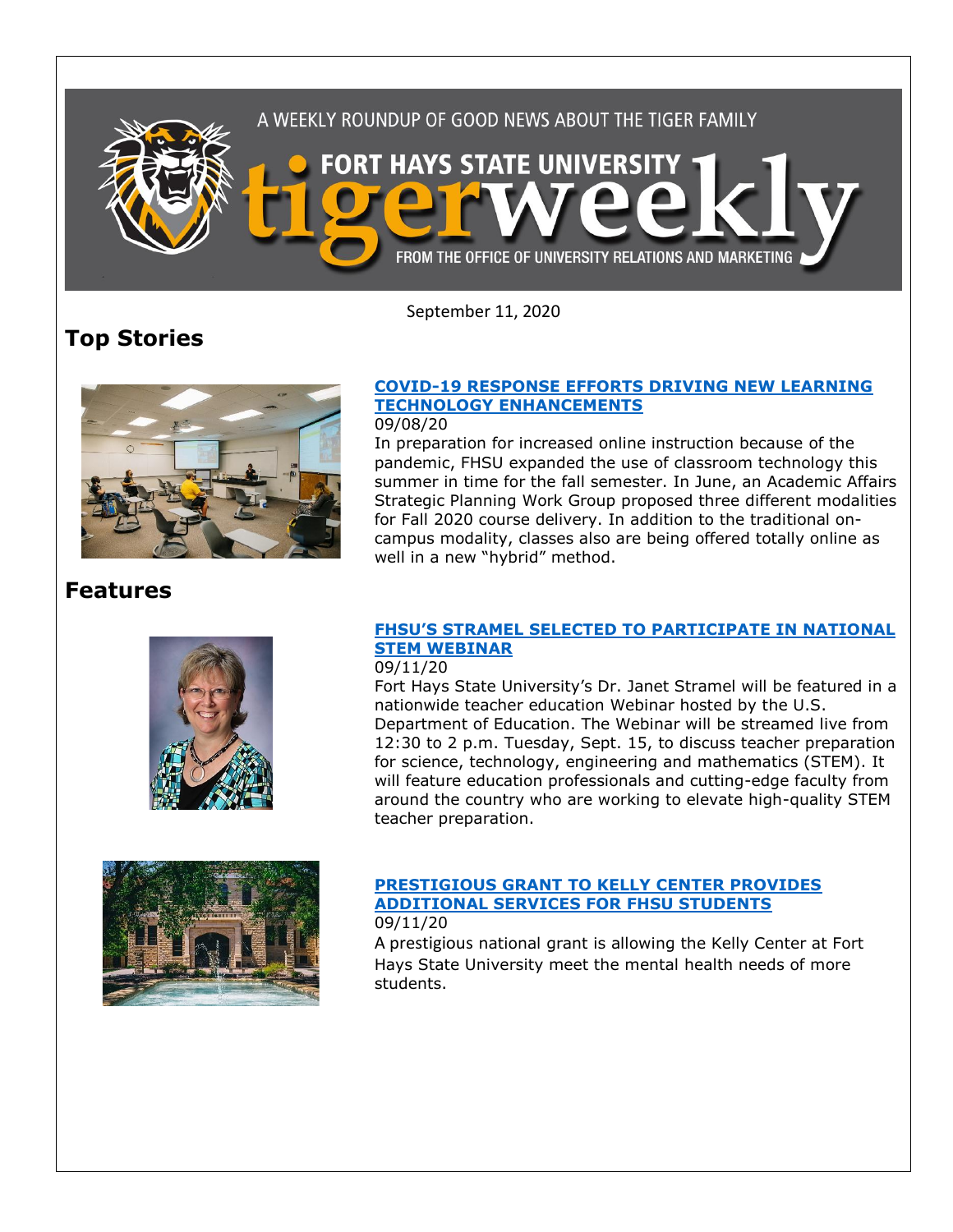A WEEKLY ROUNDUP OF GOOD NEWS ABOUT THE TIGER FAMILY

# FORT HAYS STATE UNIVERSITY tigerweekly

FROM THE OFFICE OF UNIVERSITY RELATIONS AND MARKETING

September 11, 2020

## Top Stories

### [COVID-19 RESPONSE EFFORTS DRIVING NEW LEARNING TECHNOLOGY ENHANCEMENTS]

09/08/20

In preparation for increased online instruction because of the pandemic, FHSU expanded the use of classroom technology this summer in time for the fall semester. In June, an Academic Affairs Strategic Planning Work Group proposed three different modalities for Fall 2020 course delivery. In addition to the traditional on-campus modality, classes also are being offered totally online as well in a new "hybrid" method.

## Features

### [FHSU'S STRAMEL SELECTED TO PARTICIPATE IN NATIONAL STEM WEBINAR]

09/11/20

Fort Hays State University's Dr. Janet Stramel will be featured in a nationwide teacher education Webinar hosted by the U.S. Department of Education. The Webinar will be streamed live from 12:30 to 2 p.m. Tuesday, Sept. 15, to discuss teacher preparation for science, technology, engineering and mathematics (STEM). It will feature education professionals and cutting-edge faculty from around the country who are working to elevate high-quality STEM teacher preparation.

### [PRESTIGIOUS GRANT TO KELLY CENTER PROVIDES ADDITIONAL SERVICES FOR FHSU STUDENTS]

09/11/20

A prestigious national grant is allowing the Kelly Center at Fort Hays State University meet the mental health needs of more students.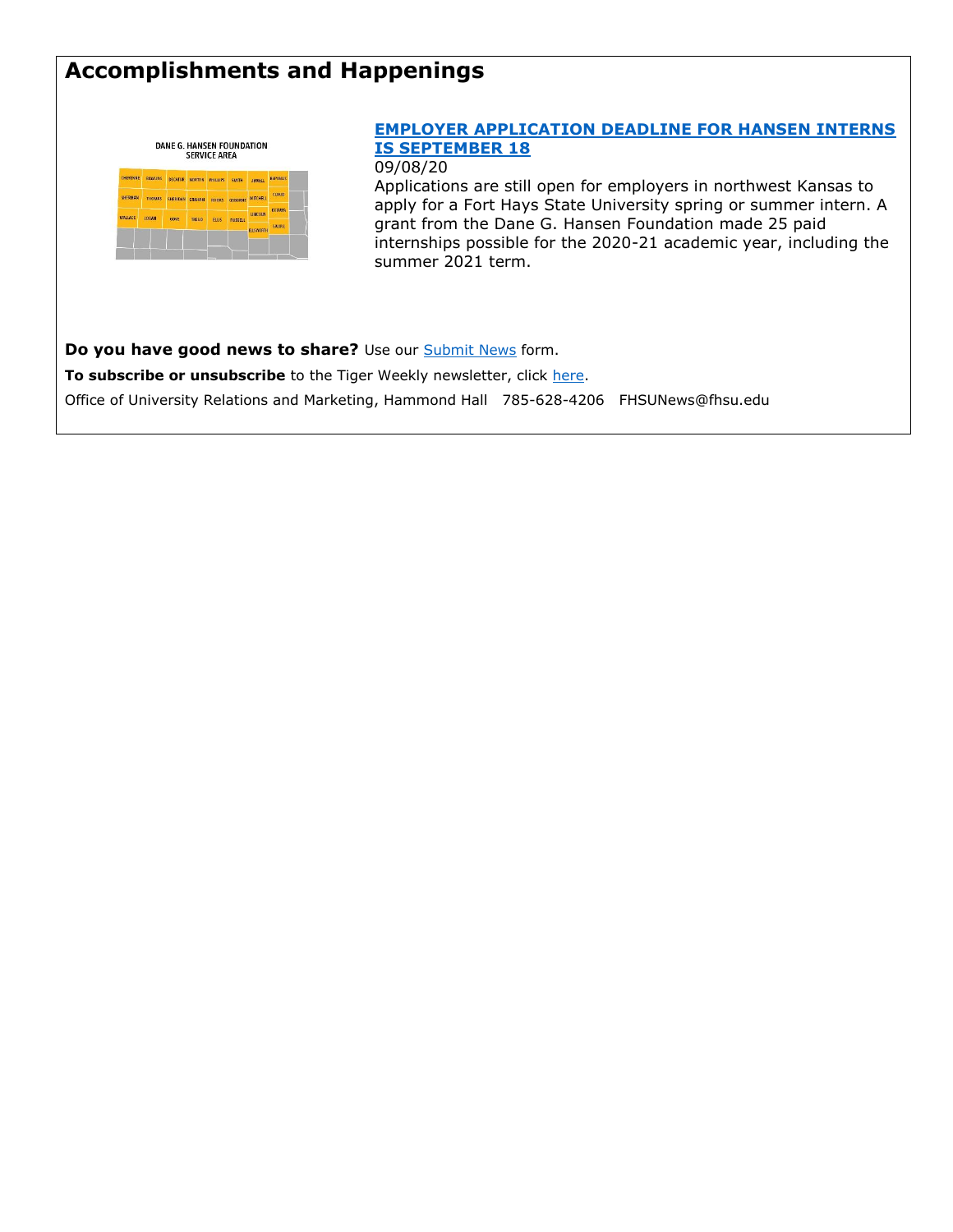# Accomplishments and Happenings

DANE G. HANSEN FOUNDATION
SERVICE AREA

CHEYENNE RAWLINS DECATUR NORTON PHILLIPS SMITH JEWELL REPUBLIC
SHERMAN THOMAS SHERIDAN GRAHAM ROOKS OSBORNE MITCHELL CLOUD
WALLACE LOGAN GOVE TREGO ELLIS RUSSELL LINCOLN OTTAWA
ELLSWORTH SALINE

### [EMPLOYER APPLICATION DEADLINE FOR HANSEN INTERNS IS SEPTEMBER 18]

09/08/20

Applications are still open for employers in northwest Kansas to apply for a Fort Hays State University spring or summer intern. A grant from the Dane G. Hansen Foundation made 25 paid internships possible for the 2020-21 academic year, including the summer 2021 term.

**Do you have good news to share?** Use our [Submit News] form.

**To subscribe or unsubscribe** to the Tiger Weekly newsletter, click [here].

Office of University Relations and Marketing, Hammond Hall 785-628-4206 FHSUNews@fhsu.edu